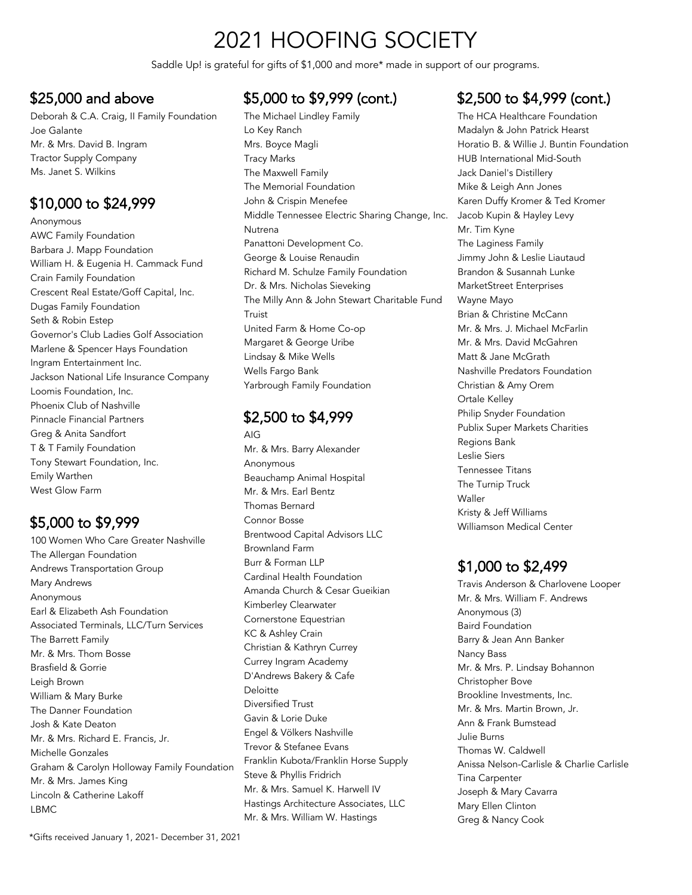# 2021 HOOFING SOCIETY

Saddle Up! is grateful for gifts of $1,000 and more* made in support of our programs.

## $25,000 and above

Deborah & C.A. Craig, II Family Foundation
Joe Galante
Mr. & Mrs. David B. Ingram
Tractor Supply Company
Ms. Janet S. Wilkins

## $10,000 to $24,999

Anonymous
AWC Family Foundation
Barbara J. Mapp Foundation
William H. & Eugenia H. Cammack Fund
Crain Family Foundation
Crescent Real Estate/Goff Capital, Inc.
Dugas Family Foundation
Seth & Robin Estep
Governor's Club Ladies Golf Association
Marlene & Spencer Hays Foundation
Ingram Entertainment Inc.
Jackson National Life Insurance Company
Loomis Foundation, Inc.
Phoenix Club of Nashville
Pinnacle Financial Partners
Greg & Anita Sandfort
T & T Family Foundation
Tony Stewart Foundation, Inc.
Emily Warthen
West Glow Farm

## $5,000 to $9,999

100 Women Who Care Greater Nashville
The Allergan Foundation
Andrews Transportation Group
Mary Andrews
Anonymous
Earl & Elizabeth Ash Foundation
Associated Terminals, LLC/Turn Services
The Barrett Family
Mr. & Mrs. Thom Bosse
Brasfield & Gorrie
Leigh Brown
William & Mary Burke
The Danner Foundation
Josh & Kate Deaton
Mr. & Mrs. Richard E. Francis, Jr.
Michelle Gonzales
Graham & Carolyn Holloway Family Foundation
Mr. & Mrs. James King
Lincoln & Catherine Lakoff
LBMC

## $5,000 to $9,999 (cont.)

The Michael Lindley Family
Lo Key Ranch
Mrs. Boyce Magli
Tracy Marks
The Maxwell Family
The Memorial Foundation
John & Crispin Menefee
Middle Tennessee Electric Sharing Change, Inc.
Nutrena
Panattoni Development Co.
George & Louise Renaudin
Richard M. Schulze Family Foundation
Dr. & Mrs. Nicholas Sieveking
The Milly Ann & John Stewart Charitable Fund
Truist
United Farm & Home Co-op
Margaret & George Uribe
Lindsay & Mike Wells
Wells Fargo Bank
Yarbrough Family Foundation

## $2,500 to $4,999

AIG
Mr. & Mrs. Barry Alexander
Anonymous
Beauchamp Animal Hospital
Mr. & Mrs. Earl Bentz
Thomas Bernard
Connor Bosse
Brentwood Capital Advisors LLC
Brownland Farm
Burr & Forman LLP
Cardinal Health Foundation
Amanda Church & Cesar Gueikian
Kimberley Clearwater
Cornerstone Equestrian
KC & Ashley Crain
Christian & Kathryn Currey
Currey Ingram Academy
D'Andrews Bakery & Cafe
Deloitte
Diversified Trust
Gavin & Lorie Duke
Engel & Völkers Nashville
Trevor & Stefanee Evans
Franklin Kubota/Franklin Horse Supply
Steve & Phyllis Fridrich
Mr. & Mrs. Samuel K. Harwell IV
Hastings Architecture Associates, LLC
Mr. & Mrs. William W. Hastings

## $2,500 to $4,999 (cont.)

The HCA Healthcare Foundation
Madalyn & John Patrick Hearst
Horatio B. & Willie J. Buntin Foundation
HUB International Mid-South
Jack Daniel's Distillery
Mike & Leigh Ann Jones
Karen Duffy Kromer & Ted Kromer
Jacob Kupin & Hayley Levy
Mr. Tim Kyne
The Laginess Family
Jimmy John & Leslie Liautaud
Brandon & Susannah Lunke
MarketStreet Enterprises
Wayne Mayo
Brian & Christine McCann
Mr. & Mrs. J. Michael McFarlin
Mr. & Mrs. David McGahren
Matt & Jane McGrath
Nashville Predators Foundation
Christian & Amy Orem
Ortale Kelley
Philip Snyder Foundation
Publix Super Markets Charities
Regions Bank
Leslie Siers
Tennessee Titans
The Turnip Truck
Waller
Kristy & Jeff Williams
Williamson Medical Center

## $1,000 to $2,499

Travis Anderson & Charlovene Looper
Mr. & Mrs. William F. Andrews
Anonymous (3)
Baird Foundation
Barry & Jean Ann Banker
Nancy Bass
Mr. & Mrs. P. Lindsay Bohannon
Christopher Bove
Brookline Investments, Inc.
Mr. & Mrs. Martin Brown, Jr.
Ann & Frank Bumstead
Julie Burns
Thomas W. Caldwell
Anissa Nelson-Carlisle & Charlie Carlisle
Tina Carpenter
Joseph & Mary Cavarra
Mary Ellen Clinton
Greg & Nancy Cook

*Gifts received January 1, 2021- December 31, 2021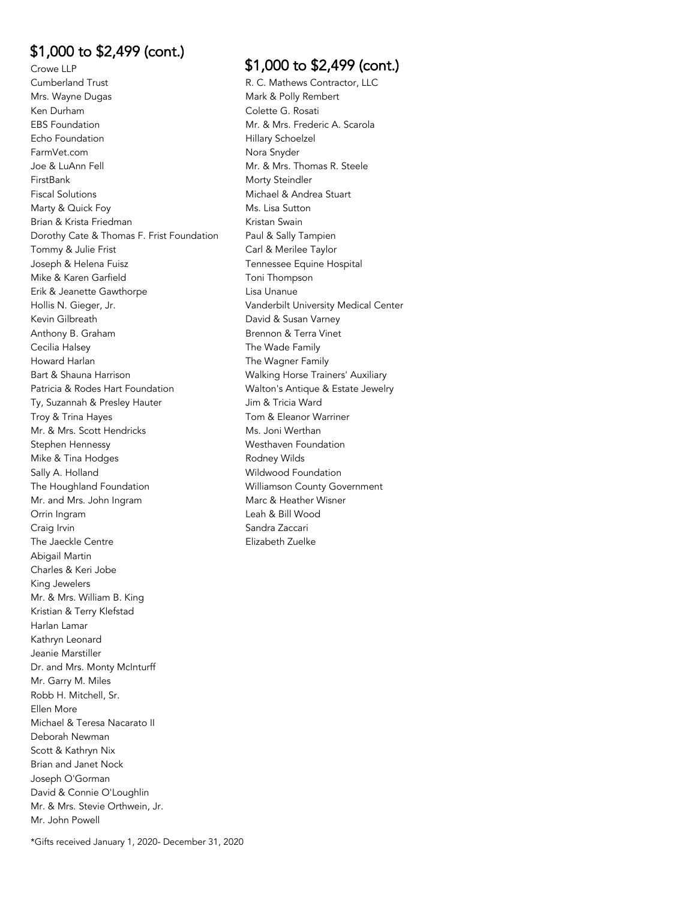## $1,000 to $2,499 (cont.)

Crowe LLP
Cumberland Trust
Mrs. Wayne Dugas
Ken Durham
EBS Foundation
Echo Foundation
FarmVet.com
Joe & LuAnn Fell
FirstBank
Fiscal Solutions
Marty & Quick Foy
Brian & Krista Friedman
Dorothy Cate & Thomas F. Frist Foundation
Tommy & Julie Frist
Joseph & Helena Fuisz
Mike & Karen Garfield
Erik & Jeanette Gawthorpe
Hollis N. Gieger, Jr.
Kevin Gilbreath
Anthony B. Graham
Cecilia Halsey
Howard Harlan
Bart & Shauna Harrison
Patricia & Rodes Hart Foundation
Ty, Suzannah & Presley Hauter
Troy & Trina Hayes
Mr. & Mrs. Scott Hendricks
Stephen Hennessy
Mike & Tina Hodges
Sally A. Holland
The Houghland Foundation
Mr. and Mrs. John Ingram
Orrin Ingram
Craig Irvin
The Jaeckle Centre
Abigail Martin
Charles & Keri Jobe
King Jewelers
Mr. & Mrs. William B. King
Kristian & Terry Klefstad
Harlan Lamar
Kathryn Leonard
Jeanie Marstiller
Dr. and Mrs. Monty McInturff
Mr. Garry M. Miles
Robb H. Mitchell, Sr.
Ellen More
Michael & Teresa Nacarato II
Deborah Newman
Scott & Kathryn Nix
Brian and Janet Nock
Joseph O'Gorman
David & Connie O'Loughlin
Mr. & Mrs. Stevie Orthwein, Jr.
Mr. John Powell

## $1,000 to $2,499 (cont.)

R. C. Mathews Contractor, LLC
Mark & Polly Rembert
Colette G. Rosati
Mr. & Mrs. Frederic A. Scarola
Hillary Schoelzel
Nora Snyder
Mr. & Mrs. Thomas R. Steele
Morty Steindler
Michael & Andrea Stuart
Ms. Lisa Sutton
Kristan Swain
Paul & Sally Tampien
Carl & Merilee Taylor
Tennessee Equine Hospital
Toni Thompson
Lisa Unanue
Vanderbilt University Medical Center
David & Susan Varney
Brennon & Terra Vinet
The Wade Family
The Wagner Family
Walking Horse Trainers' Auxiliary
Walton's Antique & Estate Jewelry
Jim & Tricia Ward
Tom & Eleanor Warriner
Ms. Joni Werthan
Westhaven Foundation
Rodney Wilds
Wildwood Foundation
Williamson County Government
Marc & Heather Wisner
Leah & Bill Wood
Sandra Zaccari
Elizabeth Zuelke

*Gifts received January 1, 2020- December 31, 2020